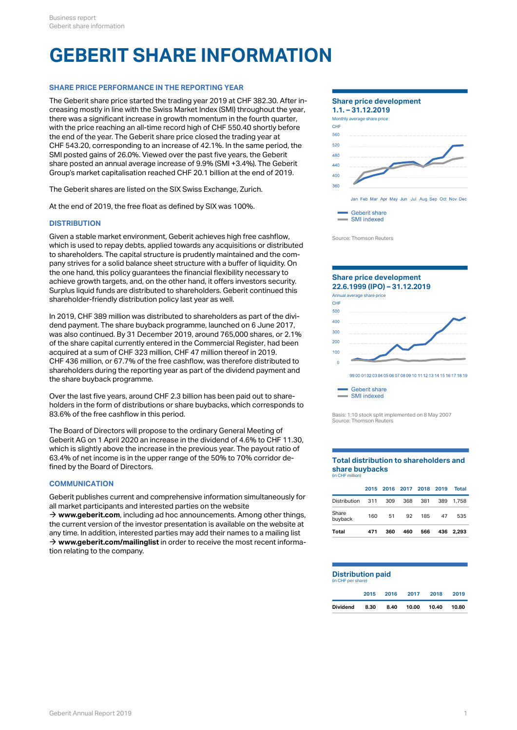# GEBERIT SHARE INFORMATION

## SHARE PRICE PERFORMANCE IN THE REPORTING YEAR

The Geberit share price started the trading year 2019 at CHF 382.30. After increasing mostly in line with the Swiss Market Index (SMI) throughout the year, there was a significant increase in growth momentum in the fourth quarter, with the price reaching an all-time record high of CHF 550.40 shortly before the end of the year. The Geberit share price closed the trading year at CHF 543.20, corresponding to an increase of 42.1%. In the same period, the SMI posted gains of 26.0%. Viewed over the past five years, the Geberit share posted an annual average increase of 9.9% (SMI +3.4%). The Geberit Group's market capitalisation reached CHF 20.1 billion at the end of 2019.

The Geberit shares are listed on the SIX Swiss Exchange, Zurich.

At the end of 2019, the free float as defined by SIX was 100%.

## DISTRIBUTION

Given a stable market environment, Geberit achieves high free cashflow, which is used to repay debts, applied towards any acquisitions or distributed to shareholders. The capital structure is prudently maintained and the company strives for a solid balance sheet structure with a buffer of liquidity. On the one hand, this policy guarantees the financial flexibility necessary to achieve growth targets, and, on the other hand, it offers investors security. Surplus liquid funds are distributed to shareholders. Geberit continued this shareholder-friendly distribution policy last year as well.

In 2019, CHF 389 million was distributed to shareholders as part of the dividend payment. The share buyback programme, launched on 6 June 2017, was also continued. By 31 December 2019, around 765,000 shares, or 2.1% of the share capital currently entered in the Commercial Register, had been acquired at a sum of CHF 323 million, CHF 47 million thereof in 2019. CHF 436 million, or 67.7% of the free cashflow, was therefore distributed to shareholders during the reporting year as part of the dividend payment and the share buyback programme.

Over the last five years, around CHF 2.3 billion has been paid out to shareholders in the form of distributions or share buybacks, which corresponds to 83.6% of the free cashflow in this period.

The Board of Directors will propose to the ordinary General Meeting of Geberit AG on 1 April 2020 an increase in the dividend of 4.6% to CHF 11.30, which is slightly above the increase in the previous year. The payout ratio of 63.4% of net income is in the upper range of the 50% to 70% corridor defined by the Board of Directors.

## COMMUNICATION

Geberit publishes current and comprehensive information simultaneously for all market participants and interested parties on the website → **www.geberit.com**, including ad hoc announcements. Among other things, the current version of the investor presentation is available on the website at any time. In addition, interested parties may add their names to a mailing list → **www.geberit.com/mailinglist** in order to receive the most recent information relating to the company.

### Share price development 1.1. – 31.12.2019

Monthly average share price

CHF

Geberit share
SMI indexed

Source: Thomson Reuters

### Share price development 22.6.1999 (IPO) – 31.12.2019

Annual average share price

CHF

Geberit share
SMI indexed

Basis: 1:10 stock split implemented on 8 May 2007
Source: Thomson Reuters

### Total distribution to shareholders and share buybacks

(in CHF million)

| | 2015 | 2016 | 2017 | 2018 | 2019 | Total |
|---|---|---|---|---|---|---|
| Distribution | 311 | 309 | 368 | 381 | 389 | 1,758 |
| Share buyback | 160 | 51 | 92 | 185 | 47 | 535 |
| **Total** | **471** | **360** | **460** | **566** | **436** | **2,293** |

### Distribution paid

(in CHF per share)

| | 2015 | 2016 | 2017 | 2018 | 2019 |
|---|---|---|---|---|---|
| **Dividend** | **8.30** | **8.40** | **10.00** | **10.40** | **10.80** |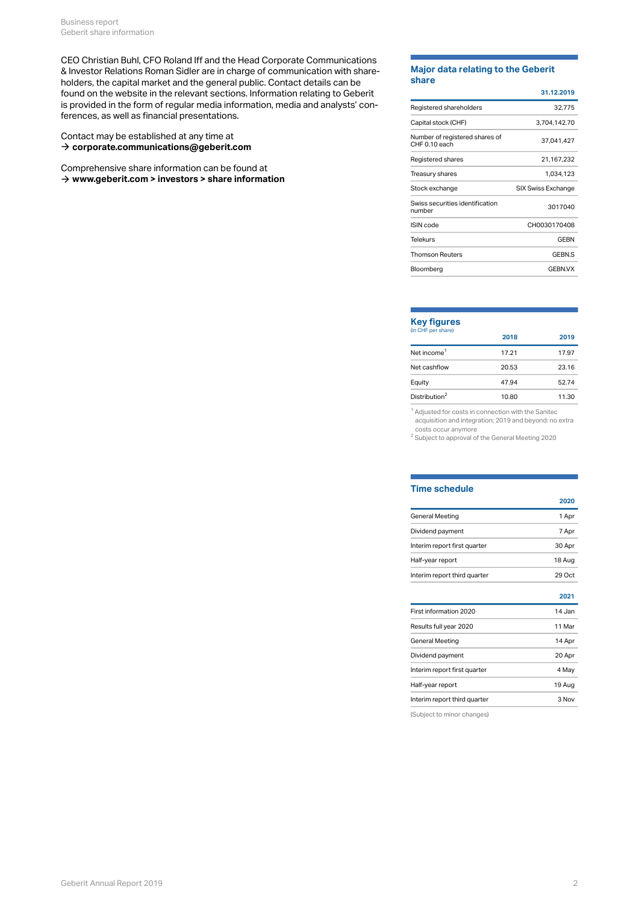CEO Christian Buhl, CFO Roland Iff and the Head Corporate Communications & Investor Relations Roman Sidler are in charge of communication with shareholders, the capital market and the general public. Contact details can be found on the website in the relevant sections. Information relating to Geberit is provided in the form of regular media information, media and analysts' conferences, as well as financial presentations.

Contact may be established at any time at
→ **corporate.communications@geberit.com**

Comprehensive share information can be found at
→ **www.geberit.com > investors > share information**

## Major data relating to the Geberit share

| | 31.12.2019 |
|---|---|
| Registered shareholders | 32,775 |
| Capital stock (CHF) | 3,704,142.70 |
| Number of registered shares of CHF 0.10 each | 37,041,427 |
| Registered shares | 21,167,232 |
| Treasury shares | 1,034,123 |
| Stock exchange | SIX Swiss Exchange |
| Swiss securities identification number | 3017040 |
| ISIN code | CH0030170408 |
| Telekurs | GEBN |
| Thomson Reuters | GEBN.S |
| Bloomberg | GEBN.VX |

## Key figures

(in CHF per share)

| | 2018 | 2019 |
|---|---|---|
| Net income[1] | 17.21 | 17.97 |
| Net cashflow | 20.53 | 23.16 |
| Equity | 47.94 | 52.74 |
| Distribution[2] | 10.80 | 11.30 |

[1] Adjusted for costs in connection with the Sanitec acquisition and integration; 2019 and beyond: no extra costs occur anymore
[2] Subject to approval of the General Meeting 2020

## Time schedule

| | 2020 |
|---|---|
| General Meeting | 1 Apr |
| Dividend payment | 7 Apr |
| Interim report first quarter | 30 Apr |
| Half-year report | 18 Aug |
| Interim report third quarter | 29 Oct |

| | 2021 |
|---|---|
| First information 2020 | 14 Jan |
| Results full year 2020 | 11 Mar |
| General Meeting | 14 Apr |
| Dividend payment | 20 Apr |
| Interim report first quarter | 4 May |
| Half-year report | 19 Aug |
| Interim report third quarter | 3 Nov |

(Subject to minor changes)